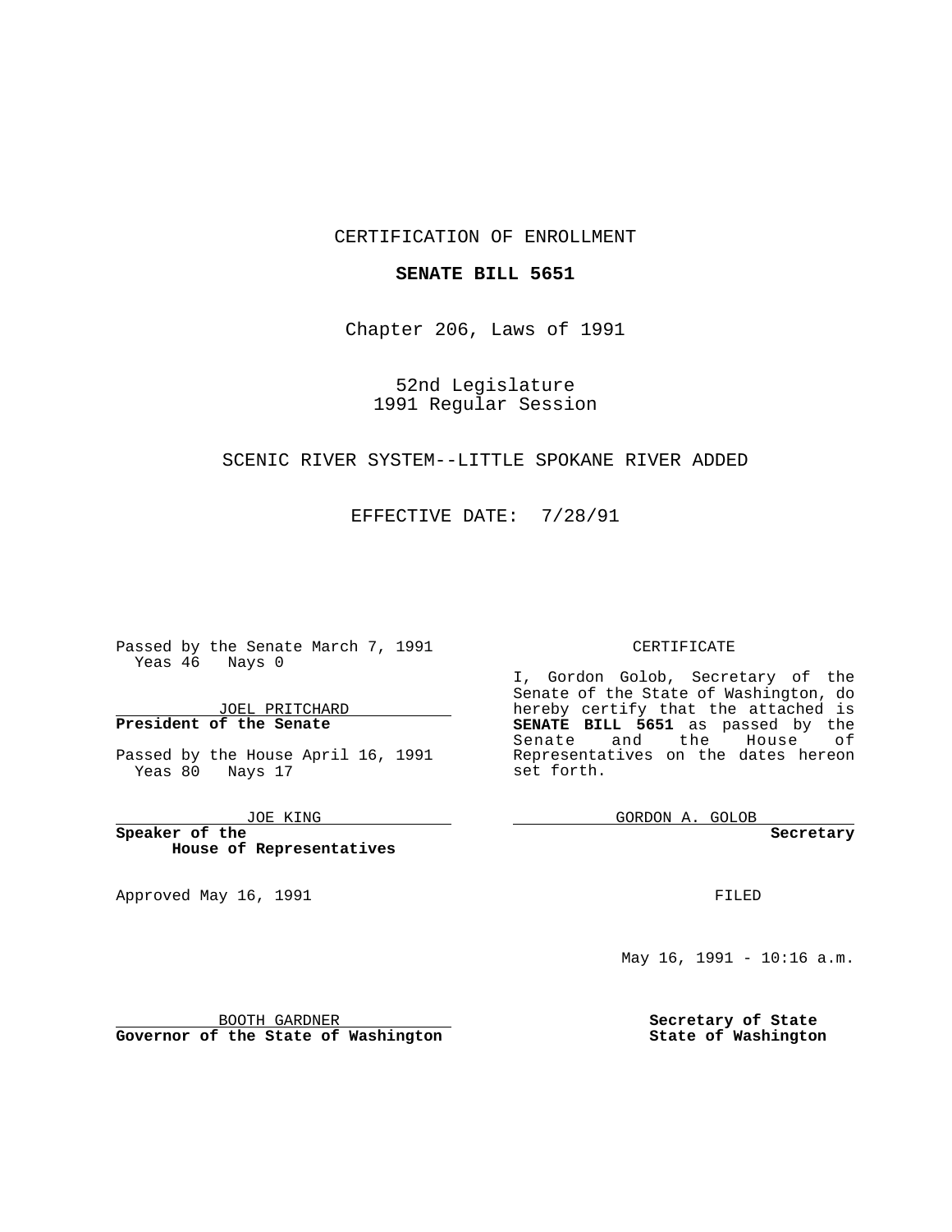CERTIFICATION OF ENROLLMENT

**SENATE BILL 5651**

Chapter 206, Laws of 1991

52nd Legislature
1991 Regular Session

SCENIC RIVER SYSTEM--LITTLE SPOKANE RIVER ADDED

EFFECTIVE DATE: 7/28/91

Passed by the Senate March 7, 1991
Yeas 46 Nays 0

JOEL PRITCHARD
**President of the Senate**

Passed by the House April 16, 1991
Yeas 80 Nays 17

JOE KING
**Speaker of the House of Representatives**

Approved May 16, 1991

BOOTH GARDNER
**Governor of the State of Washington**

CERTIFICATE

I, Gordon Golob, Secretary of the Senate of the State of Washington, do hereby certify that the attached is **SENATE BILL 5651** as passed by the Senate and the House of Representatives on the dates hereon set forth.

GORDON A. GOLOB
**Secretary**

FILED

May 16, 1991 - 10:16 a.m.

**Secretary of State**
**State of Washington**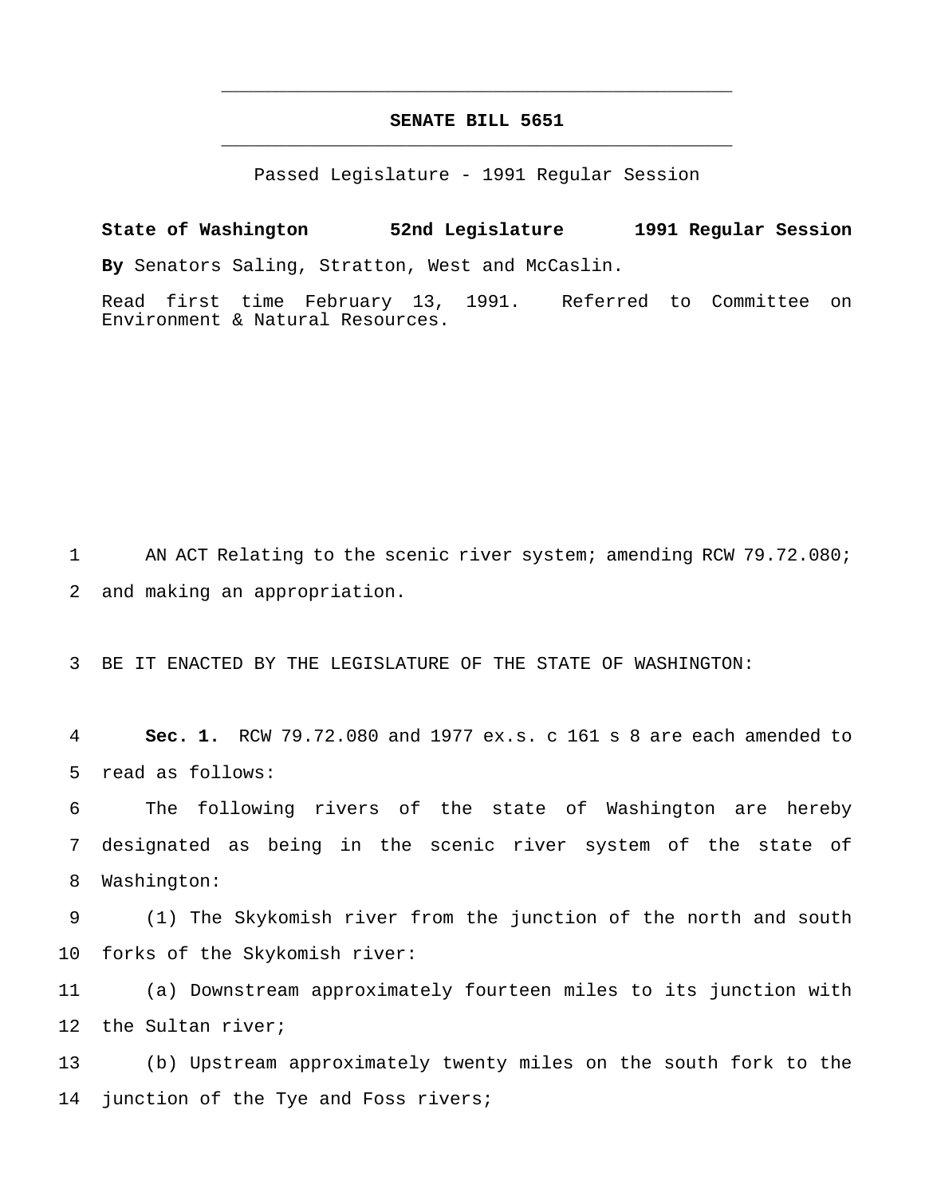# SENATE BILL 5651

Passed Legislature - 1991 Regular Session

**State of Washington 52nd Legislature 1991 Regular Session**

**By** Senators Saling, Stratton, West and McCaslin.

Read first time February 13, 1991. Referred to Committee on Environment & Natural Resources.

AN ACT Relating to the scenic river system; amending RCW 79.72.080; and making an appropriation.

BE IT ENACTED BY THE LEGISLATURE OF THE STATE OF WASHINGTON:

**Sec. 1.** RCW 79.72.080 and 1977 ex.s. c 161 s 8 are each amended to read as follows:

The following rivers of the state of Washington are hereby designated as being in the scenic river system of the state of Washington:

(1) The Skykomish river from the junction of the north and south forks of the Skykomish river:

(a) Downstream approximately fourteen miles to its junction with the Sultan river;

(b) Upstream approximately twenty miles on the south fork to the junction of the Tye and Foss rivers;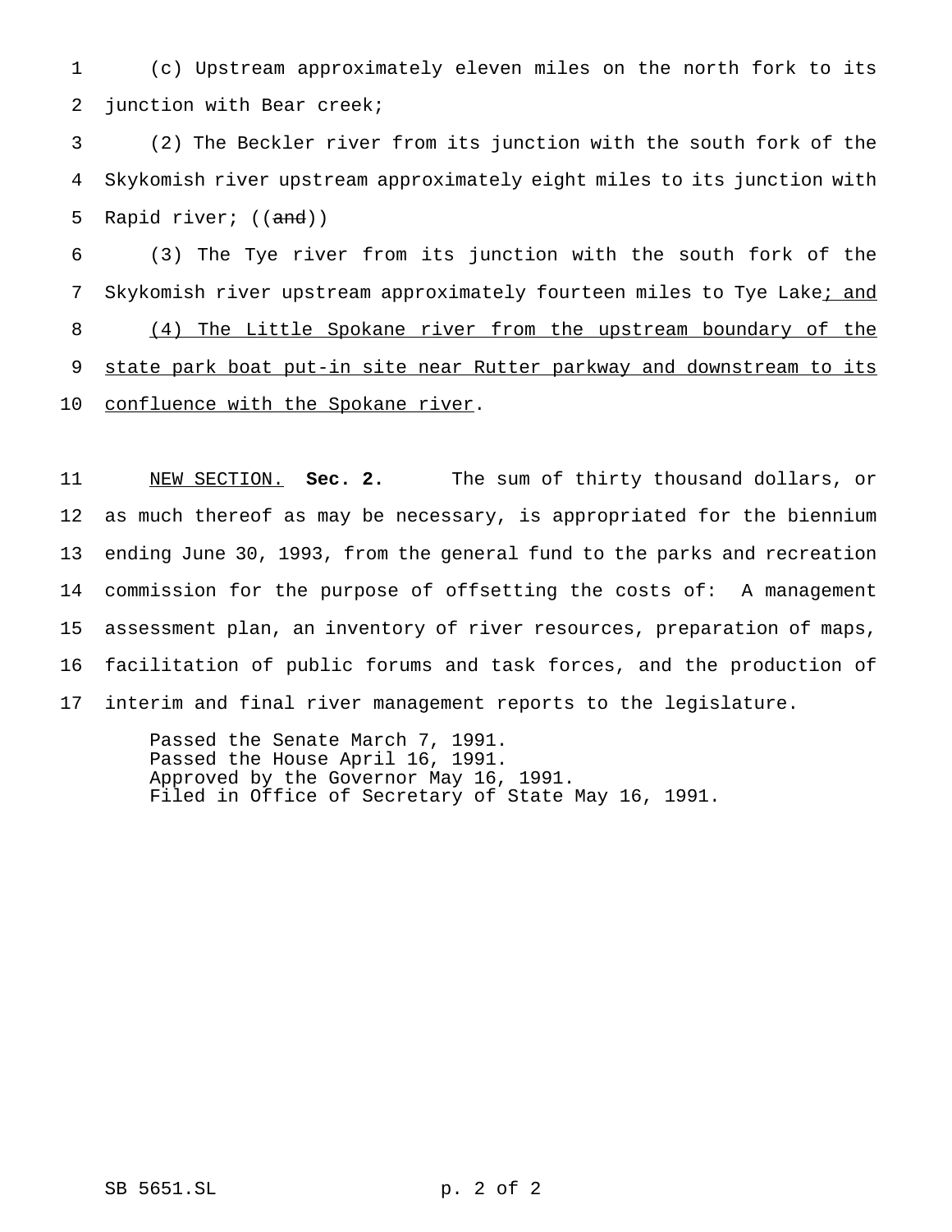(c) Upstream approximately eleven miles on the north fork to its junction with Bear creek;

(2) The Beckler river from its junction with the south fork of the Skykomish river upstream approximately eight miles to its junction with Rapid river; ((~~and~~))

(3) The Tye river from its junction with the south fork of the Skykomish river upstream approximately fourteen miles to Tye Lake<u>; and</u>

<u>(4) The Little Spokane river from the upstream boundary of the state park boat put-in site near Rutter parkway and downstream to its confluence with the Spokane river</u>.

<u>NEW SECTION.</u> **Sec. 2.** The sum of thirty thousand dollars, or as much thereof as may be necessary, is appropriated for the biennium ending June 30, 1993, from the general fund to the parks and recreation commission for the purpose of offsetting the costs of: A management assessment plan, an inventory of river resources, preparation of maps, facilitation of public forums and task forces, and the production of interim and final river management reports to the legislature.

Passed the Senate March 7, 1991.
Passed the House April 16, 1991.
Approved by the Governor May 16, 1991.
Filed in Office of Secretary of State May 16, 1991.